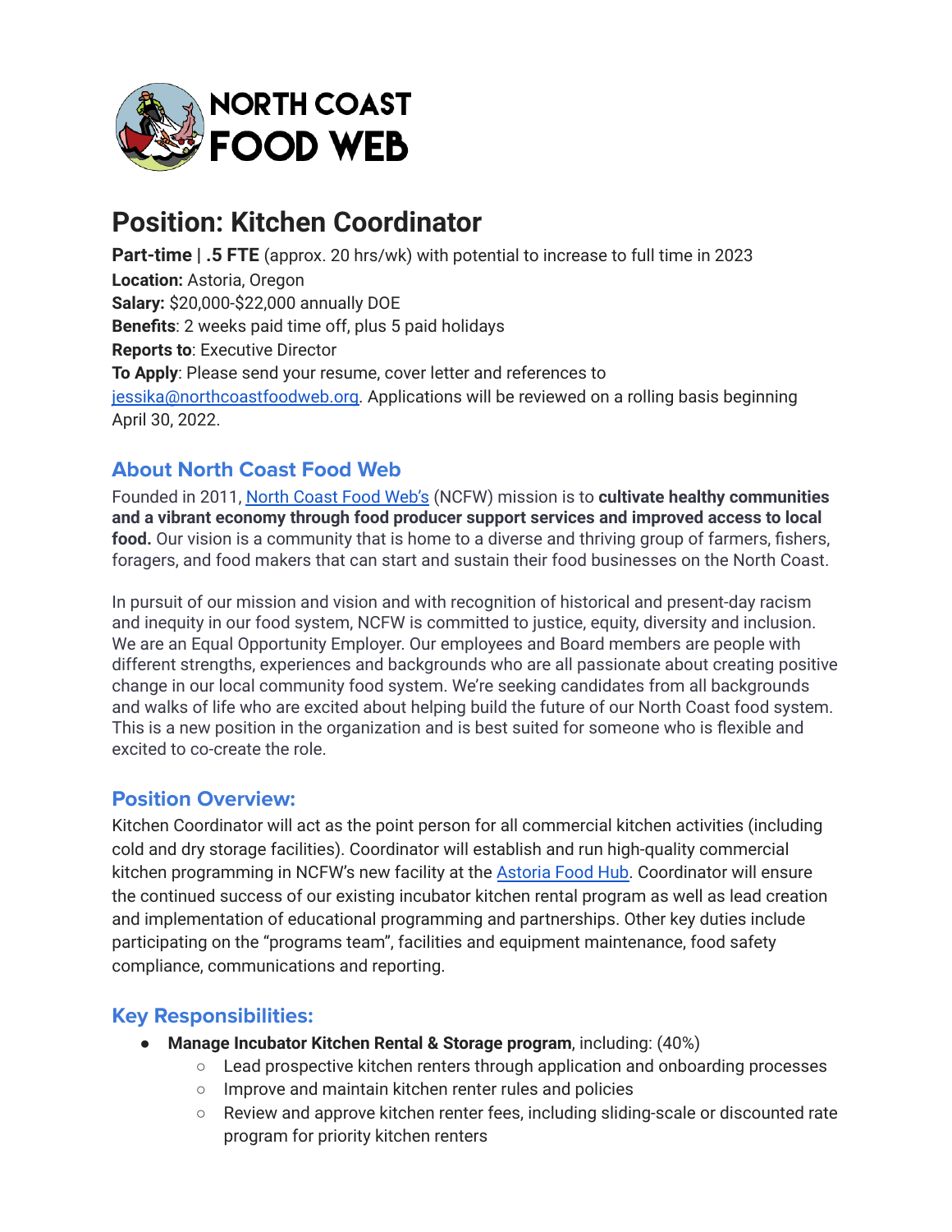NORTH COAST FOOD WEB

# Position: Kitchen Coordinator

**Part-time | .5 FTE** (approx. 20 hrs/wk) with potential to increase to full time in 2023
**Location:** Astoria, Oregon
**Salary:** $20,000-$22,000 annually DOE
**Benefits**: 2 weeks paid time off, plus 5 paid holidays
**Reports to**: Executive Director
**To Apply**: Please send your resume, cover letter and references to jessika@northcoastfoodweb.org. Applications will be reviewed on a rolling basis beginning April 30, 2022.

## About North Coast Food Web

Founded in 2011, North Coast Food Web's (NCFW) mission is to **cultivate healthy communities and a vibrant economy through food producer support services and improved access to local food.** Our vision is a community that is home to a diverse and thriving group of farmers, fishers, foragers, and food makers that can start and sustain their food businesses on the North Coast.

In pursuit of our mission and vision and with recognition of historical and present-day racism and inequity in our food system, NCFW is committed to justice, equity, diversity and inclusion. We are an Equal Opportunity Employer. Our employees and Board members are people with different strengths, experiences and backgrounds who are all passionate about creating positive change in our local community food system. We're seeking candidates from all backgrounds and walks of life who are excited about helping build the future of our North Coast food system. This is a new position in the organization and is best suited for someone who is flexible and excited to co-create the role.

## Position Overview:

Kitchen Coordinator will act as the point person for all commercial kitchen activities (including cold and dry storage facilities). Coordinator will establish and run high-quality commercial kitchen programming in NCFW's new facility at the Astoria Food Hub. Coordinator will ensure the continued success of our existing incubator kitchen rental program as well as lead creation and implementation of educational programming and partnerships. Other key duties include participating on the "programs team", facilities and equipment maintenance, food safety compliance, communications and reporting.

## Key Responsibilities:

- **Manage Incubator Kitchen Rental & Storage program**, including: (40%)
  - Lead prospective kitchen renters through application and onboarding processes
  - Improve and maintain kitchen renter rules and policies
  - Review and approve kitchen renter fees, including sliding-scale or discounted rate program for priority kitchen renters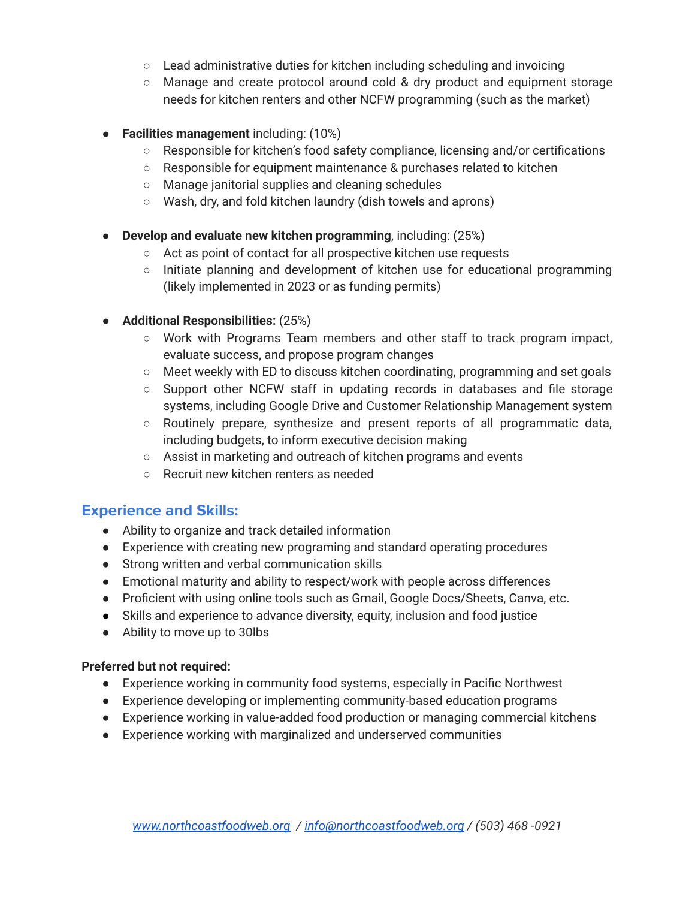- Lead administrative duties for kitchen including scheduling and invoicing
  - Manage and create protocol around cold & dry product and equipment storage needs for kitchen renters and other NCFW programming (such as the market)

- **Facilities management** including: (10%)
  - Responsible for kitchen's food safety compliance, licensing and/or certifications
  - Responsible for equipment maintenance & purchases related to kitchen
  - Manage janitorial supplies and cleaning schedules
  - Wash, dry, and fold kitchen laundry (dish towels and aprons)

- **Develop and evaluate new kitchen programming**, including: (25%)
  - Act as point of contact for all prospective kitchen use requests
  - Initiate planning and development of kitchen use for educational programming (likely implemented in 2023 or as funding permits)

- **Additional Responsibilities:** (25%)
  - Work with Programs Team members and other staff to track program impact, evaluate success, and propose program changes
  - Meet weekly with ED to discuss kitchen coordinating, programming and set goals
  - Support other NCFW staff in updating records in databases and file storage systems, including Google Drive and Customer Relationship Management system
  - Routinely prepare, synthesize and present reports of all programmatic data, including budgets, to inform executive decision making
  - Assist in marketing and outreach of kitchen programs and events
  - Recruit new kitchen renters as needed

## Experience and Skills:

- Ability to organize and track detailed information
- Experience with creating new programing and standard operating procedures
- Strong written and verbal communication skills
- Emotional maturity and ability to respect/work with people across differences
- Proficient with using online tools such as Gmail, Google Docs/Sheets, Canva, etc.
- Skills and experience to advance diversity, equity, inclusion and food justice
- Ability to move up to 30lbs

**Preferred but not required:**

- Experience working in community food systems, especially in Pacific Northwest
- Experience developing or implementing community-based education programs
- Experience working in value-added food production or managing commercial kitchens
- Experience working with marginalized and underserved communities

*www.northcoastfoodweb.org / info@northcoastfoodweb.org / (503) 468 -0921*